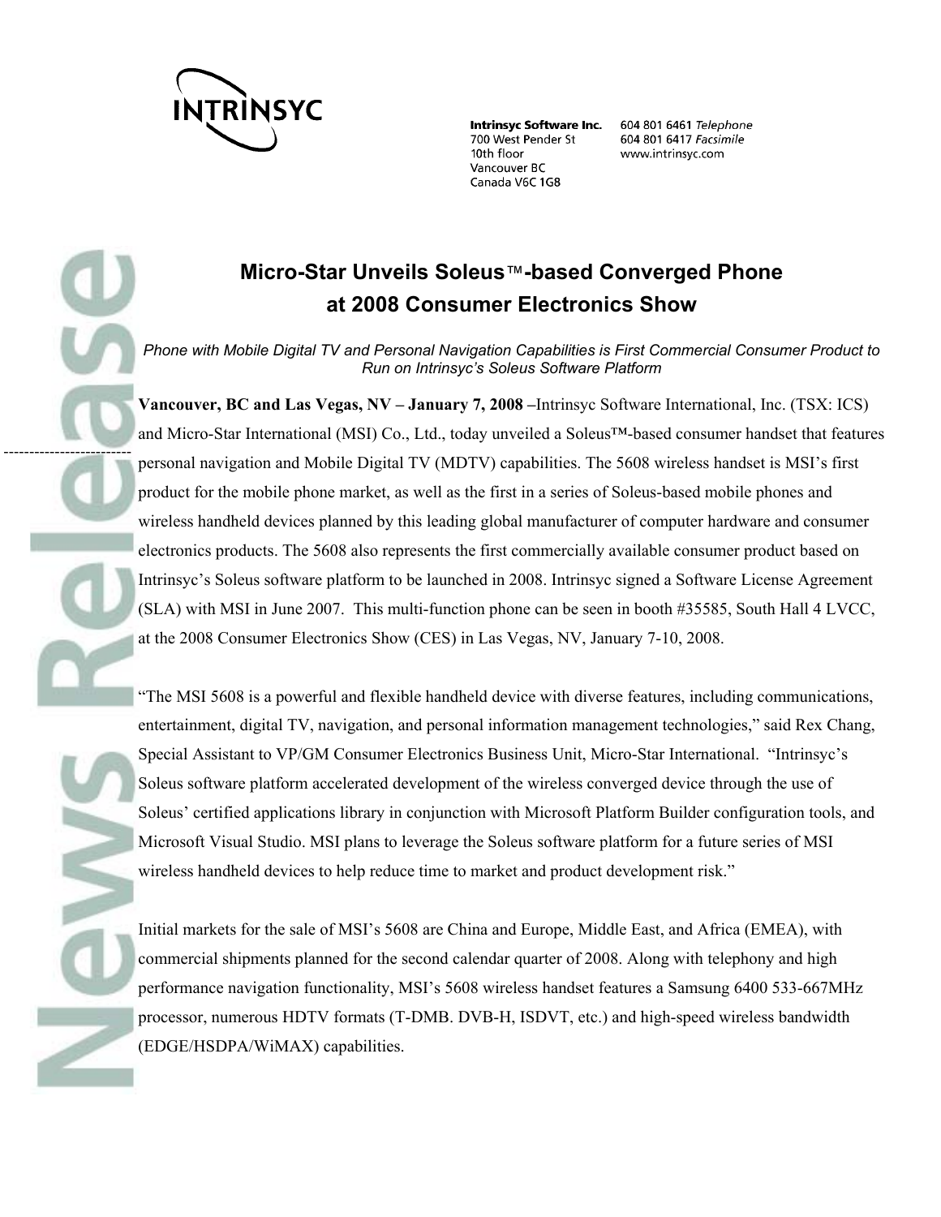INTRINSYC

**Intrinsyc Software Inc.**
700 West Pender St
10th floor
Vancouver BC
Canada V6C 1G8

604 801 6461 *Telephone*
604 801 6417 *Facsimile*
www.intrinsyc.com

# Micro-Star Unveils Soleus™-based Converged Phone at 2008 Consumer Electronics Show

*Phone with Mobile Digital TV and Personal Navigation Capabilities is First Commercial Consumer Product to Run on Intrinsyc's Soleus Software Platform*

**Vancouver, BC and Las Vegas, NV – January 7, 2008 –**Intrinsyc Software International, Inc. (TSX: ICS) and Micro-Star International (MSI) Co., Ltd., today unveiled a Soleus™-based consumer handset that features personal navigation and Mobile Digital TV (MDTV) capabilities. The 5608 wireless handset is MSI's first product for the mobile phone market, as well as the first in a series of Soleus-based mobile phones and wireless handheld devices planned by this leading global manufacturer of computer hardware and consumer electronics products. The 5608 also represents the first commercially available consumer product based on Intrinsyc's Soleus software platform to be launched in 2008. Intrinsyc signed a Software License Agreement (SLA) with MSI in June 2007. This multi-function phone can be seen in booth #35585, South Hall 4 LVCC, at the 2008 Consumer Electronics Show (CES) in Las Vegas, NV, January 7-10, 2008.

"The MSI 5608 is a powerful and flexible handheld device with diverse features, including communications, entertainment, digital TV, navigation, and personal information management technologies," said Rex Chang, Special Assistant to VP/GM Consumer Electronics Business Unit, Micro-Star International. "Intrinsyc's Soleus software platform accelerated development of the wireless converged device through the use of Soleus' certified applications library in conjunction with Microsoft Platform Builder configuration tools, and Microsoft Visual Studio. MSI plans to leverage the Soleus software platform for a future series of MSI wireless handheld devices to help reduce time to market and product development risk."

Initial markets for the sale of MSI's 5608 are China and Europe, Middle East, and Africa (EMEA), with commercial shipments planned for the second calendar quarter of 2008. Along with telephony and high performance navigation functionality, MSI's 5608 wireless handset features a Samsung 6400 533-667MHz processor, numerous HDTV formats (T-DMB. DVB-H, ISDVT, etc.) and high-speed wireless bandwidth (EDGE/HSDPA/WiMAX) capabilities.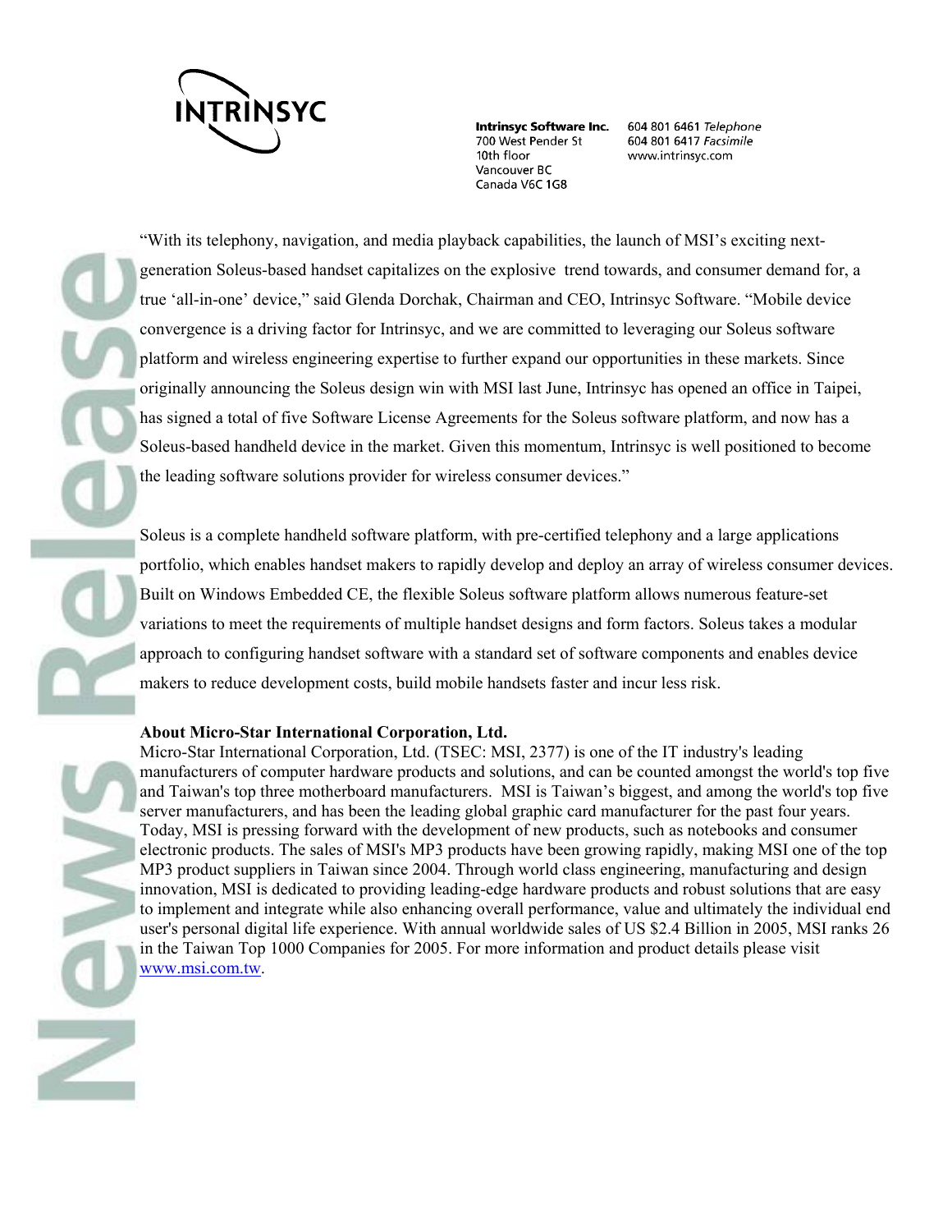"With its telephony, navigation, and media playback capabilities, the launch of MSI's exciting next-generation Soleus-based handset capitalizes on the explosive trend towards, and consumer demand for, a true 'all-in-one' device," said Glenda Dorchak, Chairman and CEO, Intrinsyc Software. "Mobile device convergence is a driving factor for Intrinsyc, and we are committed to leveraging our Soleus software platform and wireless engineering expertise to further expand our opportunities in these markets. Since originally announcing the Soleus design win with MSI last June, Intrinsyc has opened an office in Taipei, has signed a total of five Software License Agreements for the Soleus software platform, and now has a Soleus-based handheld device in the market. Given this momentum, Intrinsyc is well positioned to become the leading software solutions provider for wireless consumer devices."

Soleus is a complete handheld software platform, with pre-certified telephony and a large applications portfolio, which enables handset makers to rapidly develop and deploy an array of wireless consumer devices. Built on Windows Embedded CE, the flexible Soleus software platform allows numerous feature-set variations to meet the requirements of multiple handset designs and form factors. Soleus takes a modular approach to configuring handset software with a standard set of software components and enables device makers to reduce development costs, build mobile handsets faster and incur less risk.

**About Micro-Star International Corporation, Ltd.**

Micro-Star International Corporation, Ltd. (TSEC: MSI, 2377) is one of the IT industry's leading manufacturers of computer hardware products and solutions, and can be counted amongst the world's top five and Taiwan's top three motherboard manufacturers. MSI is Taiwan's biggest, and among the world's top five server manufacturers, and has been the leading global graphic card manufacturer for the past four years. Today, MSI is pressing forward with the development of new products, such as notebooks and consumer electronic products. The sales of MSI's MP3 products have been growing rapidly, making MSI one of the top MP3 product suppliers in Taiwan since 2004. Through world class engineering, manufacturing and design innovation, MSI is dedicated to providing leading-edge hardware products and robust solutions that are easy to implement and integrate while also enhancing overall performance, value and ultimately the individual end user's personal digital life experience. With annual worldwide sales of US $2.4 Billion in 2005, MSI ranks 26 in the Taiwan Top 1000 Companies for 2005. For more information and product details please visit www.msi.com.tw.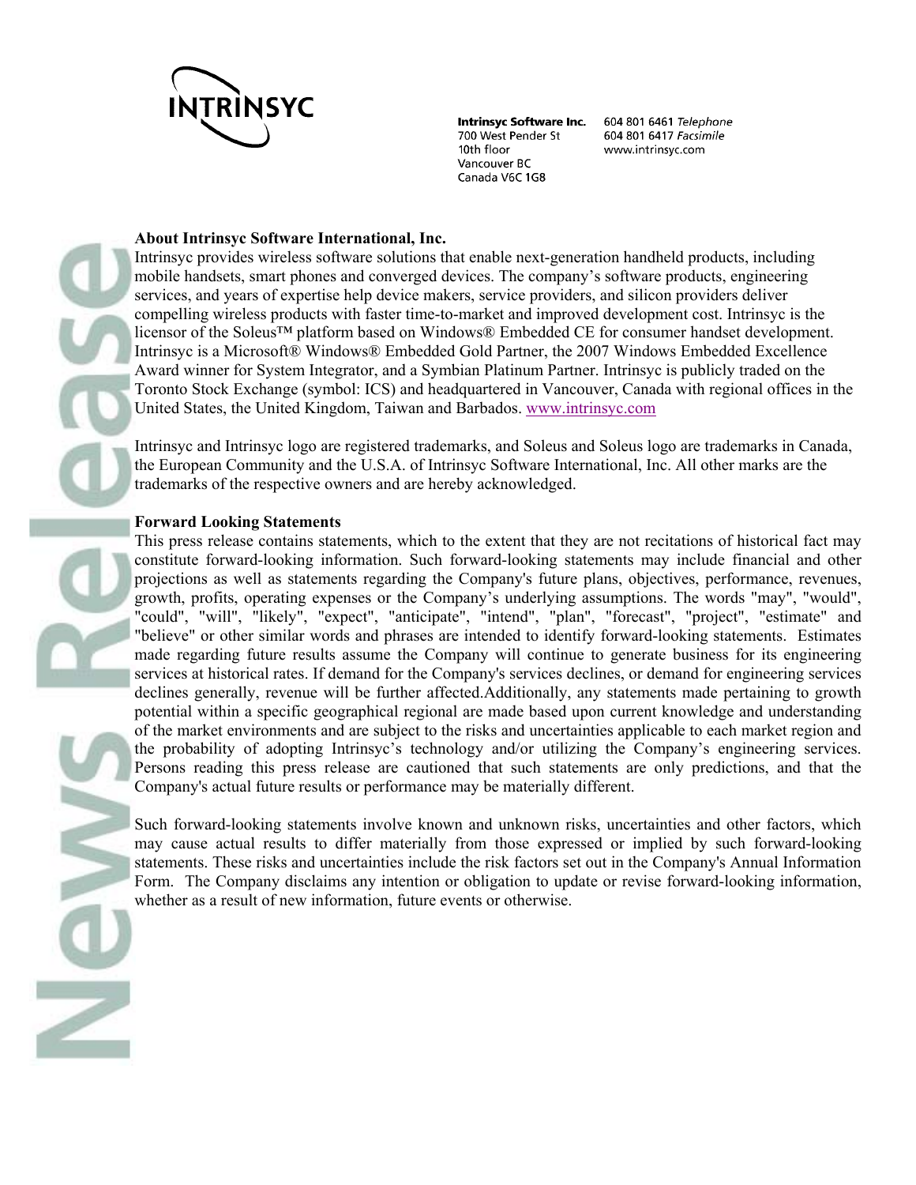**Intrinsyc Software Inc.**
700 West Pender St
10th floor
Vancouver BC
Canada V6C 1G8

604 801 6461 *Telephone*
604 801 6417 *Facsimile*
www.intrinsyc.com

### About Intrinsyc Software International, Inc.

Intrinsyc provides wireless software solutions that enable next-generation handheld products, including mobile handsets, smart phones and converged devices. The company's software products, engineering services, and years of expertise help device makers, service providers, and silicon providers deliver compelling wireless products with faster time-to-market and improved development cost. Intrinsyc is the licensor of the Soleus™ platform based on Windows® Embedded CE for consumer handset development. Intrinsyc is a Microsoft® Windows® Embedded Gold Partner, the 2007 Windows Embedded Excellence Award winner for System Integrator, and a Symbian Platinum Partner. Intrinsyc is publicly traded on the Toronto Stock Exchange (symbol: ICS) and headquartered in Vancouver, Canada with regional offices in the United States, the United Kingdom, Taiwan and Barbados. www.intrinsyc.com

Intrinsyc and Intrinsyc logo are registered trademarks, and Soleus and Soleus logo are trademarks in Canada, the European Community and the U.S.A. of Intrinsyc Software International, Inc. All other marks are the trademarks of the respective owners and are hereby acknowledged.

### Forward Looking Statements

This press release contains statements, which to the extent that they are not recitations of historical fact may constitute forward-looking information. Such forward-looking statements may include financial and other projections as well as statements regarding the Company's future plans, objectives, performance, revenues, growth, profits, operating expenses or the Company's underlying assumptions. The words "may", "would", "could", "will", "likely", "expect", "anticipate", "intend", "plan", "forecast", "project", "estimate" and "believe" or other similar words and phrases are intended to identify forward-looking statements. Estimates made regarding future results assume the Company will continue to generate business for its engineering services at historical rates. If demand for the Company's services declines, or demand for engineering services declines generally, revenue will be further affected.Additionally, any statements made pertaining to growth potential within a specific geographical regional are made based upon current knowledge and understanding of the market environments and are subject to the risks and uncertainties applicable to each market region and the probability of adopting Intrinsyc's technology and/or utilizing the Company's engineering services. Persons reading this press release are cautioned that such statements are only predictions, and that the Company's actual future results or performance may be materially different.

Such forward-looking statements involve known and unknown risks, uncertainties and other factors, which may cause actual results to differ materially from those expressed or implied by such forward-looking statements. These risks and uncertainties include the risk factors set out in the Company's Annual Information Form. The Company disclaims any intention or obligation to update or revise forward-looking information, whether as a result of new information, future events or otherwise.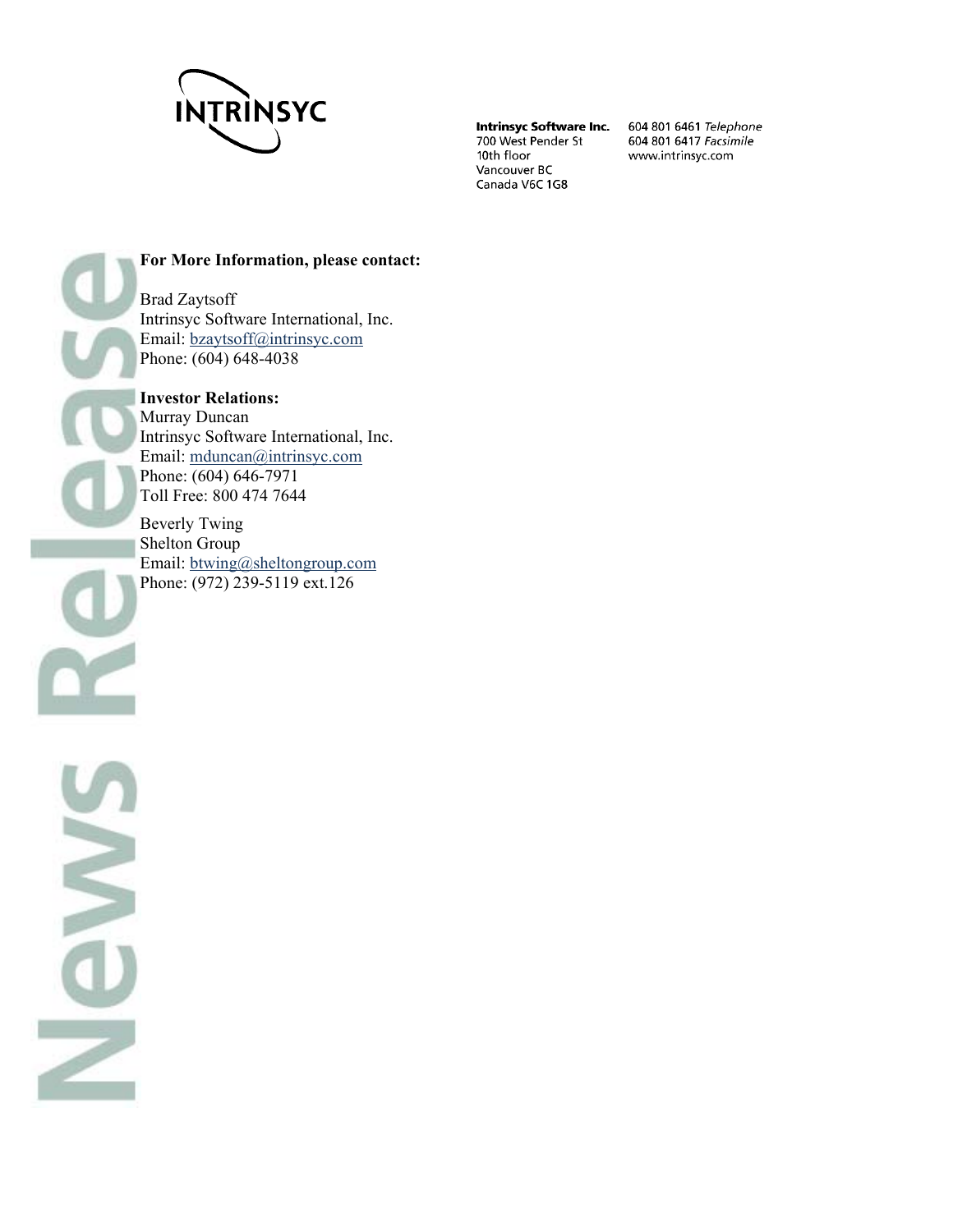INTRINSYC

**Intrinsyc Software Inc.**
700 West Pender St
10th floor
Vancouver BC
Canada V6C 1G8

604 801 6461 *Telephone*
604 801 6417 *Facsimile*
www.intrinsyc.com

News Release

**For More Information, please contact:**

Brad Zaytsoff
Intrinsyc Software International, Inc.
Email: bzaytsoff@intrinsyc.com
Phone: (604) 648-4038

**Investor Relations:**
Murray Duncan
Intrinsyc Software International, Inc.
Email: mduncan@intrinsyc.com
Phone: (604) 646-7971
Toll Free: 800 474 7644

Beverly Twing
Shelton Group
Email: btwing@sheltongroup.com
Phone: (972) 239-5119 ext.126